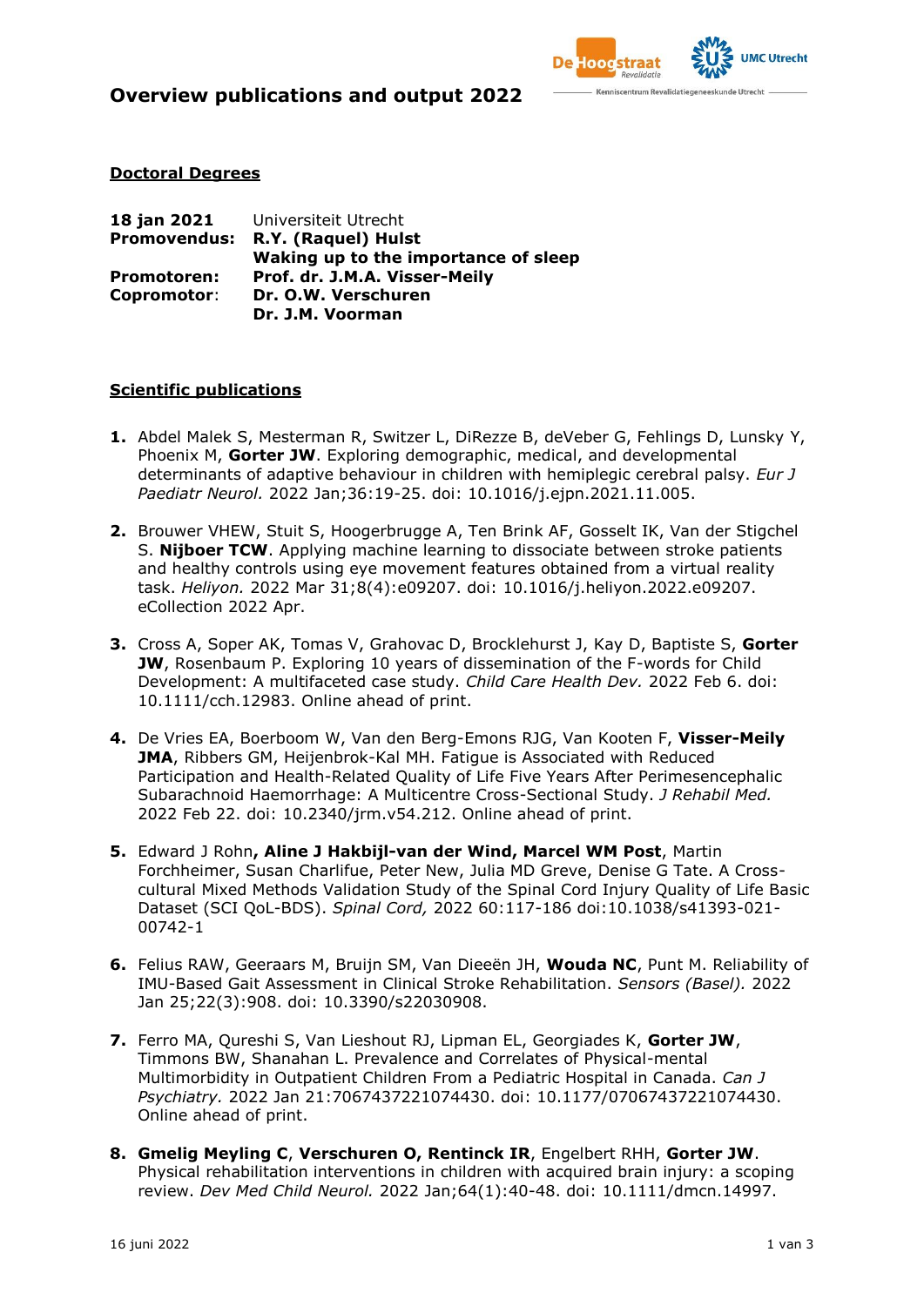# Overview publications and output 2022

## Doctoral Degrees

| | |
|---|---|
| **18 jan 2021** | Universiteit Utrecht |
| **Promovendus:** | **R.Y. (Raquel) Hulst** |
| | **Waking up to the importance of sleep** |
| **Promotoren:** | **Prof. dr. J.M.A. Visser-Meily** |
| **Copromotor:** | **Dr. O.W. Verschuren** |
| | **Dr. J.M. Voorman** |

## Scientific publications

1. Abdel Malek S, Mesterman R, Switzer L, DiRezze B, deVeber G, Fehlings D, Lunsky Y, Phoenix M, **Gorter JW**. Exploring demographic, medical, and developmental determinants of adaptive behaviour in children with hemiplegic cerebral palsy. *Eur J Paediatr Neurol.* 2022 Jan;36:19-25. doi: 10.1016/j.ejpn.2021.11.005.

2. Brouwer VHEW, Stuit S, Hoogerbrugge A, Ten Brink AF, Gosselt IK, Van der Stigchel S. **Nijboer TCW**. Applying machine learning to dissociate between stroke patients and healthy controls using eye movement features obtained from a virtual reality task. *Heliyon.* 2022 Mar 31;8(4):e09207. doi: 10.1016/j.heliyon.2022.e09207. eCollection 2022 Apr.

3. Cross A, Soper AK, Tomas V, Grahovac D, Brocklehurst J, Kay D, Baptiste S, **Gorter JW**, Rosenbaum P. Exploring 10 years of dissemination of the F-words for Child Development: A multifaceted case study. *Child Care Health Dev.* 2022 Feb 6. doi: 10.1111/cch.12983. Online ahead of print.

4. De Vries EA, Boerboom W, Van den Berg-Emons RJG, Van Kooten F, **Visser-Meily JMA**, Ribbers GM, Heijenbrok-Kal MH. Fatigue is Associated with Reduced Participation and Health-Related Quality of Life Five Years After Perimesencephalic Subarachnoid Haemorrhage: A Multicentre Cross-Sectional Study. *J Rehabil Med.* 2022 Feb 22. doi: 10.2340/jrm.v54.212. Online ahead of print.

5. Edward J Rohn**, Aline J Hakbijl-van der Wind, Marcel WM Post**, Martin Forchheimer, Susan Charlifue, Peter New, Julia MD Greve, Denise G Tate. A Cross-cultural Mixed Methods Validation Study of the Spinal Cord Injury Quality of Life Basic Dataset (SCI QoL-BDS). *Spinal Cord,* 2022 60:117-186 doi:10.1038/s41393-021-00742-1

6. Felius RAW, Geeraars M, Bruijn SM, Van Dieeën JH, **Wouda NC**, Punt M. Reliability of IMU-Based Gait Assessment in Clinical Stroke Rehabilitation. *Sensors (Basel).* 2022 Jan 25;22(3):908. doi: 10.3390/s22030908.

7. Ferro MA, Qureshi S, Van Lieshout RJ, Lipman EL, Georgiades K, **Gorter JW**, Timmons BW, Shanahan L. Prevalence and Correlates of Physical-mental Multimorbidity in Outpatient Children From a Pediatric Hospital in Canada. *Can J Psychiatry.* 2022 Jan 21:7067437221074430. doi: 10.1177/07067437221074430. Online ahead of print.

8. **Gmelig Meyling C**, **Verschuren O, Rentinck IR**, Engelbert RHH, **Gorter JW**. Physical rehabilitation interventions in children with acquired brain injury: a scoping review. *Dev Med Child Neurol.* 2022 Jan;64(1):40-48. doi: 10.1111/dmcn.14997.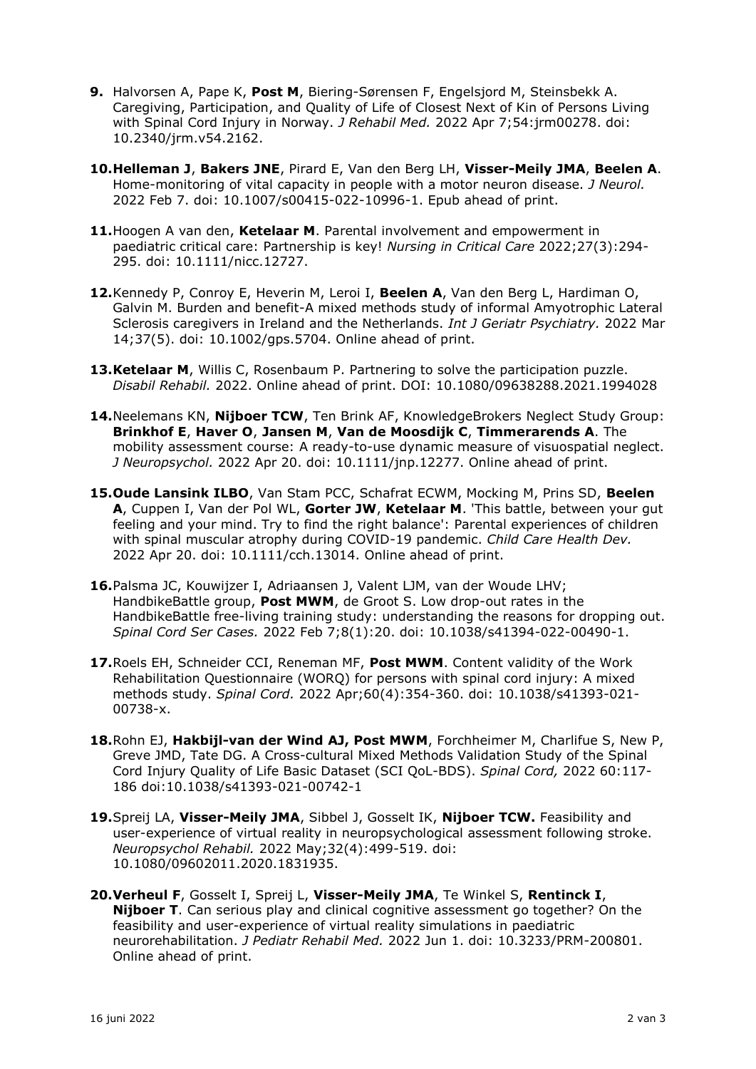9. Halvorsen A, Pape K, **Post M**, Biering-Sørensen F, Engelsjord M, Steinsbekk A. Caregiving, Participation, and Quality of Life of Closest Next of Kin of Persons Living with Spinal Cord Injury in Norway. *J Rehabil Med.* 2022 Apr 7;54:jrm00278. doi: 10.2340/jrm.v54.2162.

10. **Helleman J**, **Bakers JNE**, Pirard E, Van den Berg LH, **Visser-Meily JMA**, **Beelen A**. Home-monitoring of vital capacity in people with a motor neuron disease. *J Neurol.* 2022 Feb 7. doi: 10.1007/s00415-022-10996-1. Epub ahead of print.

11. Hoogen A van den, **Ketelaar M**. Parental involvement and empowerment in paediatric critical care: Partnership is key! *Nursing in Critical Care* 2022;27(3):294-295. doi: 10.1111/nicc.12727.

12. Kennedy P, Conroy E, Heverin M, Leroi I, **Beelen A**, Van den Berg L, Hardiman O, Galvin M. Burden and benefit-A mixed methods study of informal Amyotrophic Lateral Sclerosis caregivers in Ireland and the Netherlands. *Int J Geriatr Psychiatry.* 2022 Mar 14;37(5). doi: 10.1002/gps.5704. Online ahead of print.

13. **Ketelaar M**, Willis C, Rosenbaum P. Partnering to solve the participation puzzle. *Disabil Rehabil.* 2022. Online ahead of print. DOI: 10.1080/09638288.2021.1994028

14. Neelemans KN, **Nijboer TCW**, Ten Brink AF, KnowledgeBrokers Neglect Study Group: **Brinkhof E**, **Haver O**, **Jansen M**, **Van de Moosdijk C**, **Timmerarends A**. The mobility assessment course: A ready-to-use dynamic measure of visuospatial neglect. *J Neuropsychol.* 2022 Apr 20. doi: 10.1111/jnp.12277. Online ahead of print.

15. **Oude Lansink ILBO**, Van Stam PCC, Schafrat ECWM, Mocking M, Prins SD, **Beelen A**, Cuppen I, Van der Pol WL, **Gorter JW**, **Ketelaar M**. 'This battle, between your gut feeling and your mind. Try to find the right balance': Parental experiences of children with spinal muscular atrophy during COVID-19 pandemic. *Child Care Health Dev.* 2022 Apr 20. doi: 10.1111/cch.13014. Online ahead of print.

16. Palsma JC, Kouwijzer I, Adriaansen J, Valent LJM, van der Woude LHV; HandbikeBattle group, **Post MWM**, de Groot S. Low drop-out rates in the HandbikeBattle free-living training study: understanding the reasons for dropping out. *Spinal Cord Ser Cases.* 2022 Feb 7;8(1):20. doi: 10.1038/s41394-022-00490-1.

17. Roels EH, Schneider CCI, Reneman MF, **Post MWM**. Content validity of the Work Rehabilitation Questionnaire (WORQ) for persons with spinal cord injury: A mixed methods study. *Spinal Cord.* 2022 Apr;60(4):354-360. doi: 10.1038/s41393-021-00738-x.

18. Rohn EJ, **Hakbijl-van der Wind AJ, Post MWM**, Forchheimer M, Charlifue S, New P, Greve JMD, Tate DG. A Cross-cultural Mixed Methods Validation Study of the Spinal Cord Injury Quality of Life Basic Dataset (SCI QoL-BDS). *Spinal Cord,* 2022 60:117-186 doi:10.1038/s41393-021-00742-1

19. Spreij LA, **Visser-Meily JMA**, Sibbel J, Gosselt IK, **Nijboer TCW.** Feasibility and user-experience of virtual reality in neuropsychological assessment following stroke. *Neuropsychol Rehabil.* 2022 May;32(4):499-519. doi: 10.1080/09602011.2020.1831935.

20. **Verheul F**, Gosselt I, Spreij L, **Visser-Meily JMA**, Te Winkel S, **Rentinck I**, **Nijboer T**. Can serious play and clinical cognitive assessment go together? On the feasibility and user-experience of virtual reality simulations in paediatric neurorehabilitation. *J Pediatr Rehabil Med.* 2022 Jun 1. doi: 10.3233/PRM-200801. Online ahead of print.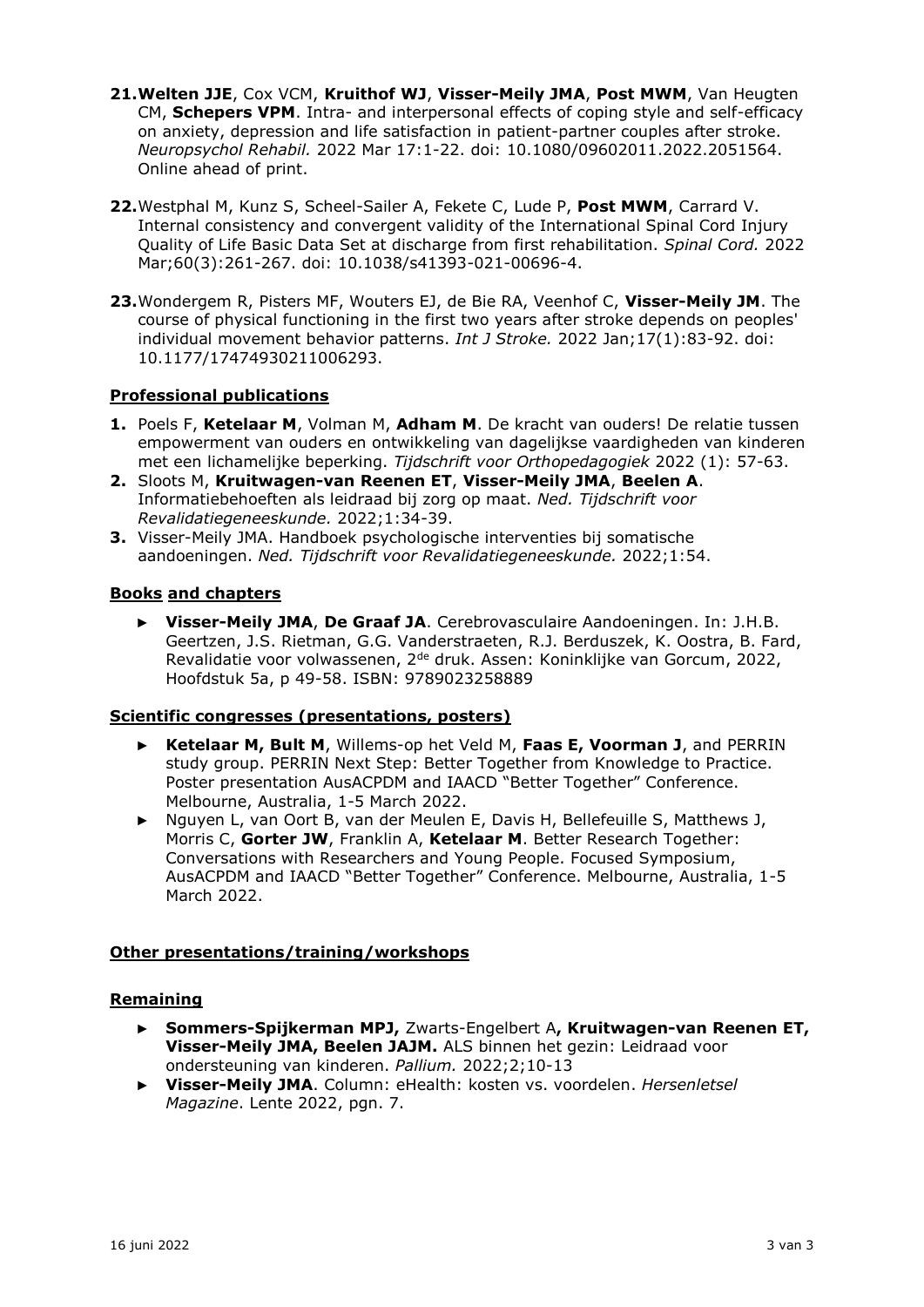21. **Welten JJE**, Cox VCM, **Kruithof WJ**, **Visser-Meily JMA**, **Post MWM**, Van Heugten CM, **Schepers VPM**. Intra- and interpersonal effects of coping style and self-efficacy on anxiety, depression and life satisfaction in patient-partner couples after stroke. *Neuropsychol Rehabil.* 2022 Mar 17:1-22. doi: 10.1080/09602011.2022.2051564. Online ahead of print.

22. Westphal M, Kunz S, Scheel-Sailer A, Fekete C, Lude P, **Post MWM**, Carrard V. Internal consistency and convergent validity of the International Spinal Cord Injury Quality of Life Basic Data Set at discharge from first rehabilitation. *Spinal Cord.* 2022 Mar;60(3):261-267. doi: 10.1038/s41393-021-00696-4.

23. Wondergem R, Pisters MF, Wouters EJ, de Bie RA, Veenhof C, **Visser-Meily JM**. The course of physical functioning in the first two years after stroke depends on peoples' individual movement behavior patterns. *Int J Stroke.* 2022 Jan;17(1):83-92. doi: 10.1177/17474930211006293.

## Professional publications

1. Poels F, **Ketelaar M**, Volman M, **Adham M**. De kracht van ouders! De relatie tussen empowerment van ouders en ontwikkeling van dagelijkse vaardigheden van kinderen met een lichamelijke beperking. *Tijdschrift voor Orthopedagogiek* 2022 (1): 57-63.
2. Sloots M, **Kruitwagen-van Reenen ET**, **Visser-Meily JMA**, **Beelen A**. Informatiebehoeften als leidraad bij zorg op maat. *Ned. Tijdschrift voor Revalidatiegeneeskunde.* 2022;1:34-39.
3. Visser-Meily JMA. Handboek psychologische interventies bij somatische aandoeningen. *Ned. Tijdschrift voor Revalidatiegeneeskunde.* 2022;1:54.

## Books and chapters

- **Visser-Meily JMA**, **De Graaf JA**. Cerebrovasculaire Aandoeningen. In: J.H.B. Geertzen, J.S. Rietman, G.G. Vanderstraeten, R.J. Berduszek, K. Oostra, B. Fard, Revalidatie voor volwassenen, 2de druk. Assen: Koninklijke van Gorcum, 2022, Hoofdstuk 5a, p 49-58. ISBN: 9789023258889

## Scientific congresses (presentations, posters)

- **Ketelaar M, Bult M**, Willems-op het Veld M, **Faas E, Voorman J**, and PERRIN study group. PERRIN Next Step: Better Together from Knowledge to Practice. Poster presentation AusACPDM and IAACD "Better Together" Conference. Melbourne, Australia, 1-5 March 2022.
- Nguyen L, van Oort B, van der Meulen E, Davis H, Bellefeuille S, Matthews J, Morris C, **Gorter JW**, Franklin A, **Ketelaar M**. Better Research Together: Conversations with Researchers and Young People. Focused Symposium, AusACPDM and IAACD "Better Together" Conference. Melbourne, Australia, 1-5 March 2022.

## Other presentations/training/workshops

## Remaining

- **Sommers-Spijkerman MPJ,** Zwarts-Engelbert A**, Kruitwagen-van Reenen ET, Visser-Meily JMA, Beelen JAJM.** ALS binnen het gezin: Leidraad voor ondersteuning van kinderen. *Pallium.* 2022;2;10-13
- **Visser-Meily JMA**. Column: eHealth: kosten vs. voordelen. *Hersenletsel Magazine*. Lente 2022, pgn. 7.